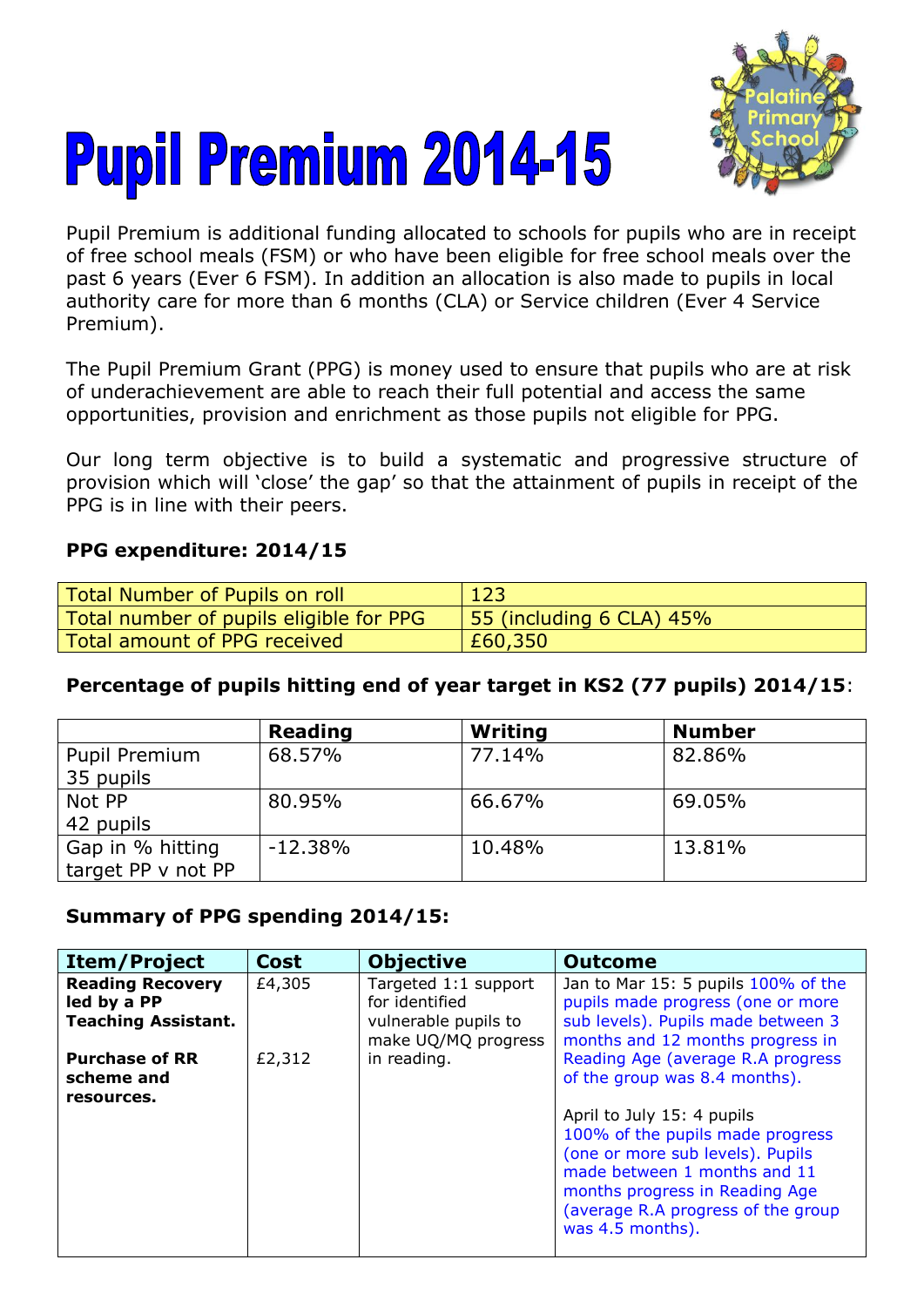# Pupil Premium 2014-15

Pupil Premium is additional funding allocated to schools for pupils who are in receipt of free school meals (FSM) or who have been eligible for free school meals over the past 6 years (Ever 6 FSM). In addition an allocation is also made to pupils in local authority care for more than 6 months (CLA) or Service children (Ever 4 Service Premium).

The Pupil Premium Grant (PPG) is money used to ensure that pupils who are at risk of underachievement are able to reach their full potential and access the same opportunities, provision and enrichment as those pupils not eligible for PPG.

Our long term objective is to build a systematic and progressive structure of provision which will 'close' the gap' so that the attainment of pupils in receipt of the PPG is in line with their peers.

**PPG expenditure: 2014/15**

| Total Number of Pupils on roll | 123 |
|---|---|
| Total number of pupils eligible for PPG | 55 (including 6 CLA) 45% |
| Total amount of PPG received | £60,350 |

**Percentage of pupils hitting end of year target in KS2 (77 pupils) 2014/15**:

| | Reading | Writing | Number |
|---|---|---|---|
| Pupil Premium 35 pupils | 68.57% | 77.14% | 82.86% |
| Not PP 42 pupils | 80.95% | 66.67% | 69.05% |
| Gap in % hitting target PP v not PP | -12.38% | 10.48% | 13.81% |

**Summary of PPG spending 2014/15:**

| Item/Project | Cost | Objective | Outcome |
|---|---|---|---|
| **Reading Recovery led by a PP Teaching Assistant.**<br><br>**Purchase of RR scheme and resources.** | £4,305<br><br>£2,312 | Targeted 1:1 support for identified vulnerable pupils to make UQ/MQ progress in reading. | Jan to Mar 15: 5 pupils 100% of the pupils made progress (one or more sub levels). Pupils made between 3 months and 12 months progress in Reading Age (average R.A progress of the group was 8.4 months).<br><br>April to July 15: 4 pupils 100% of the pupils made progress (one or more sub levels). Pupils made between 1 months and 11 months progress in Reading Age (average R.A progress of the group was 4.5 months). |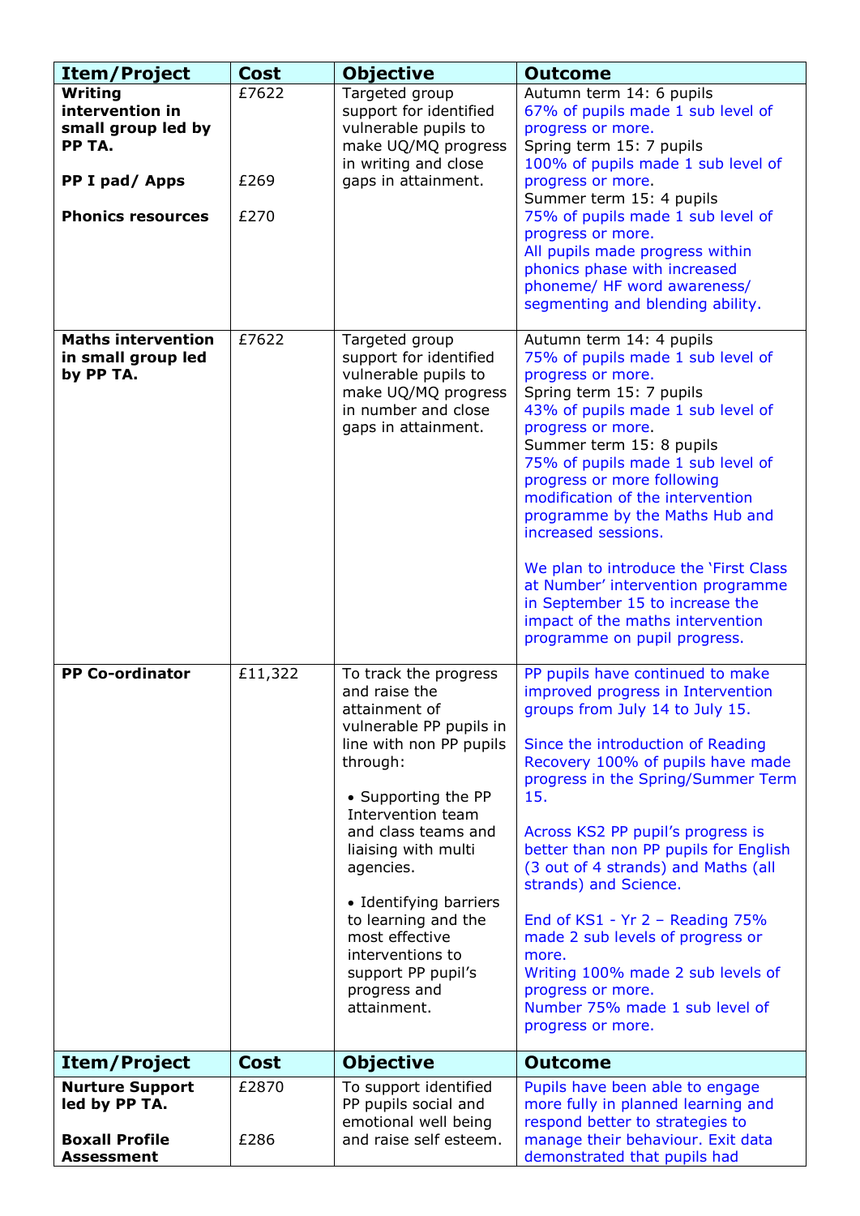| Item/Project | Cost | Objective | Outcome |
|---|---|---|---|
| **Writing intervention in small group led by PP TA.**<br><br>**PP I pad/ Apps**<br><br>**Phonics resources** | £7622<br><br><br>£269<br><br>£270 | Targeted group support for identified vulnerable pupils to make UQ/MQ progress in writing and close gaps in attainment. | Autumn term 14: 6 pupils<br>67% of pupils made 1 sub level of progress or more.<br>Spring term 15: 7 pupils<br>100% of pupils made 1 sub level of progress or more.<br>Summer term 15: 4 pupils<br>75% of pupils made 1 sub level of progress or more.<br>All pupils made progress within phonics phase with increased phoneme/ HF word awareness/ segmenting and blending ability. |
| **Maths intervention in small group led by PP TA.** | £7622 | Targeted group support for identified vulnerable pupils to make UQ/MQ progress in number and close gaps in attainment. | Autumn term 14: 4 pupils<br>75% of pupils made 1 sub level of progress or more.<br>Spring term 15: 7 pupils<br>43% of pupils made 1 sub level of progress or more.<br>Summer term 15: 8 pupils<br>75% of pupils made 1 sub level of progress or more following modification of the intervention programme by the Maths Hub and increased sessions.<br><br>We plan to introduce the 'First Class at Number' intervention programme in September 15 to increase the impact of the maths intervention programme on pupil progress. |
| **PP Co-ordinator** | £11,322 | To track the progress and raise the attainment of vulnerable PP pupils in line with non PP pupils through:<br><br>• Supporting the PP Intervention team and class teams and liaising with multi agencies.<br><br>• Identifying barriers to learning and the most effective interventions to support PP pupil's progress and attainment. | PP pupils have continued to make improved progress in Intervention groups from July 14 to July 15.<br><br>Since the introduction of Reading Recovery 100% of pupils have made progress in the Spring/Summer Term 15.<br><br>Across KS2 PP pupil's progress is better than non PP pupils for English (3 out of 4 strands) and Maths (all strands) and Science.<br><br>End of KS1 - Yr 2 – Reading 75% made 2 sub levels of progress or more.<br>Writing 100% made 2 sub levels of progress or more.<br>Number 75% made 1 sub level of progress or more. |
| **Item/Project** | **Cost** | **Objective** | **Outcome** |
| **Nurture Support led by PP TA.**<br><br>**Boxall Profile Assessment** | £2870<br><br>£286 | To support identified PP pupils social and emotional well being and raise self esteem. | Pupils have been able to engage more fully in planned learning and respond better to strategies to manage their behaviour. Exit data demonstrated that pupils had |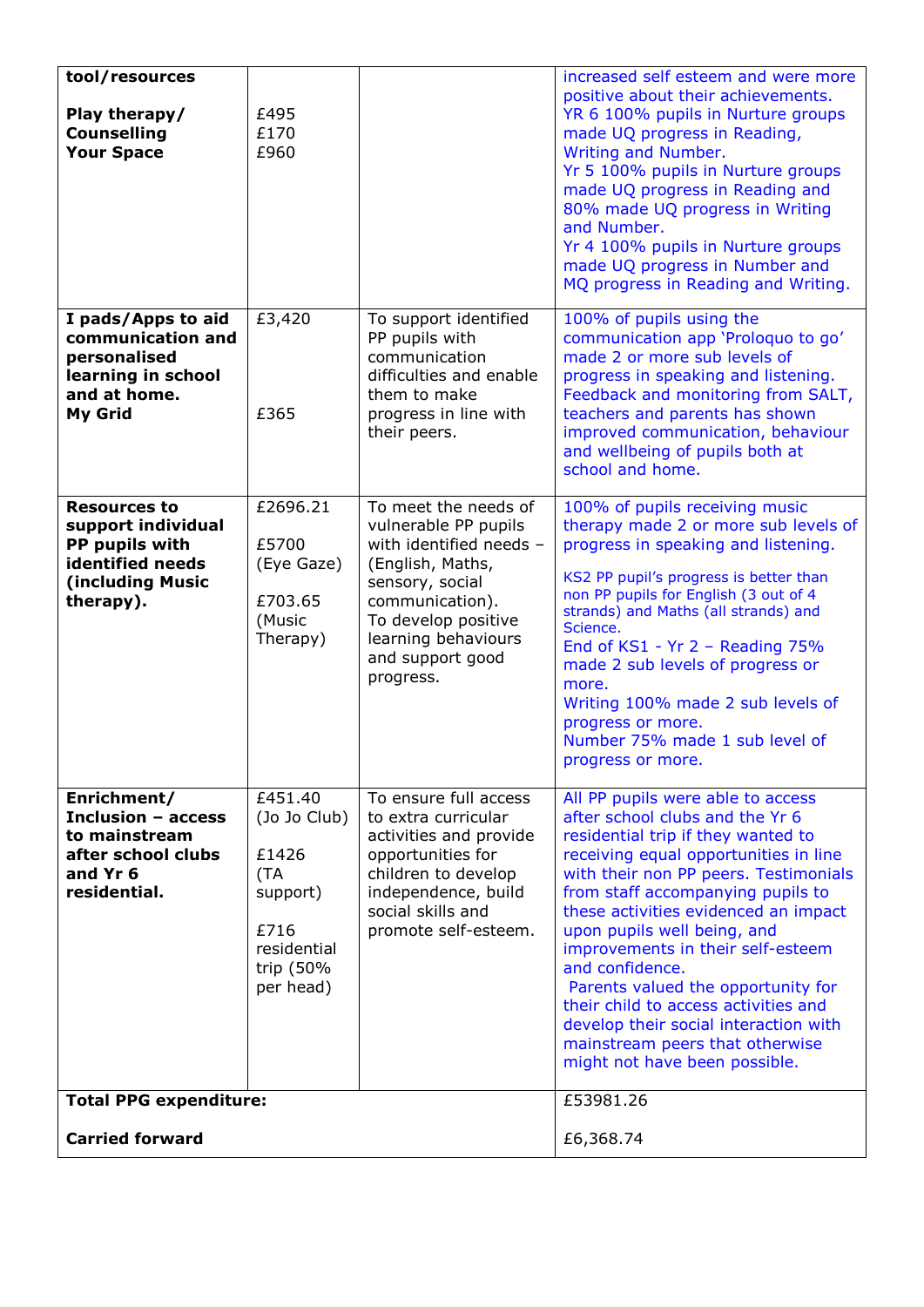| | | | |
|---|---|---|---|
| **tool/resources**<br><br>**Play therapy/ Counselling**<br>**Your Space** | <br><br>£495<br>£170<br>£960 | | increased self esteem and were more positive about their achievements.<br>YR 6 100% pupils in Nurture groups made UQ progress in Reading, Writing and Number.<br>Yr 5 100% pupils in Nurture groups made UQ progress in Reading and 80% made UQ progress in Writing and Number.<br>Yr 4 100% pupils in Nurture groups made UQ progress in Number and MQ progress in Reading and Writing. |
| **I pads/Apps to aid communication and personalised learning in school and at home.**<br>**My Grid** | £3,420<br><br><br><br>£365 | To support identified PP pupils with communication difficulties and enable them to make progress in line with their peers. | 100% of pupils using the communication app 'Proloquo to go' made 2 or more sub levels of progress in speaking and listening. Feedback and monitoring from SALT, teachers and parents has shown improved communication, behaviour and wellbeing of pupils both at school and home. |
| **Resources to support individual PP pupils with identified needs (including Music therapy).** | £2696.21<br><br>£5700 (Eye Gaze)<br><br>£703.65 (Music Therapy) | To meet the needs of vulnerable PP pupils with identified needs – (English, Maths, sensory, social communication).<br>To develop positive learning behaviours and support good progress. | 100% of pupils receiving music therapy made 2 or more sub levels of progress in speaking and listening.<br>KS2 PP pupil's progress is better than non PP pupils for English (3 out of 4 strands) and Maths (all strands) and Science.<br>End of KS1 - Yr 2 – Reading 75% made 2 sub levels of progress or more.<br>Writing 100% made 2 sub levels of progress or more.<br>Number 75% made 1 sub level of progress or more. |
| **Enrichment/ Inclusion – access to mainstream after school clubs and Yr 6 residential.** | £451.40 (Jo Jo Club)<br><br>£1426 (TA support)<br><br>£716 residential trip (50% per head) | To ensure full access to extra curricular activities and provide opportunities for children to develop independence, build social skills and promote self-esteem. | All PP pupils were able to access after school clubs and the Yr 6 residential trip if they wanted to receiving equal opportunities in line with their non PP peers. Testimonials from staff accompanying pupils to these activities evidenced an impact upon pupils well being, and improvements in their self-esteem and confidence.<br>Parents valued the opportunity for their child to access activities and develop their social interaction with mainstream peers that otherwise might not have been possible. |
| **Total PPG expenditure:**<br><br>**Carried forward** | | | £53981.26<br><br>£6,368.74 |